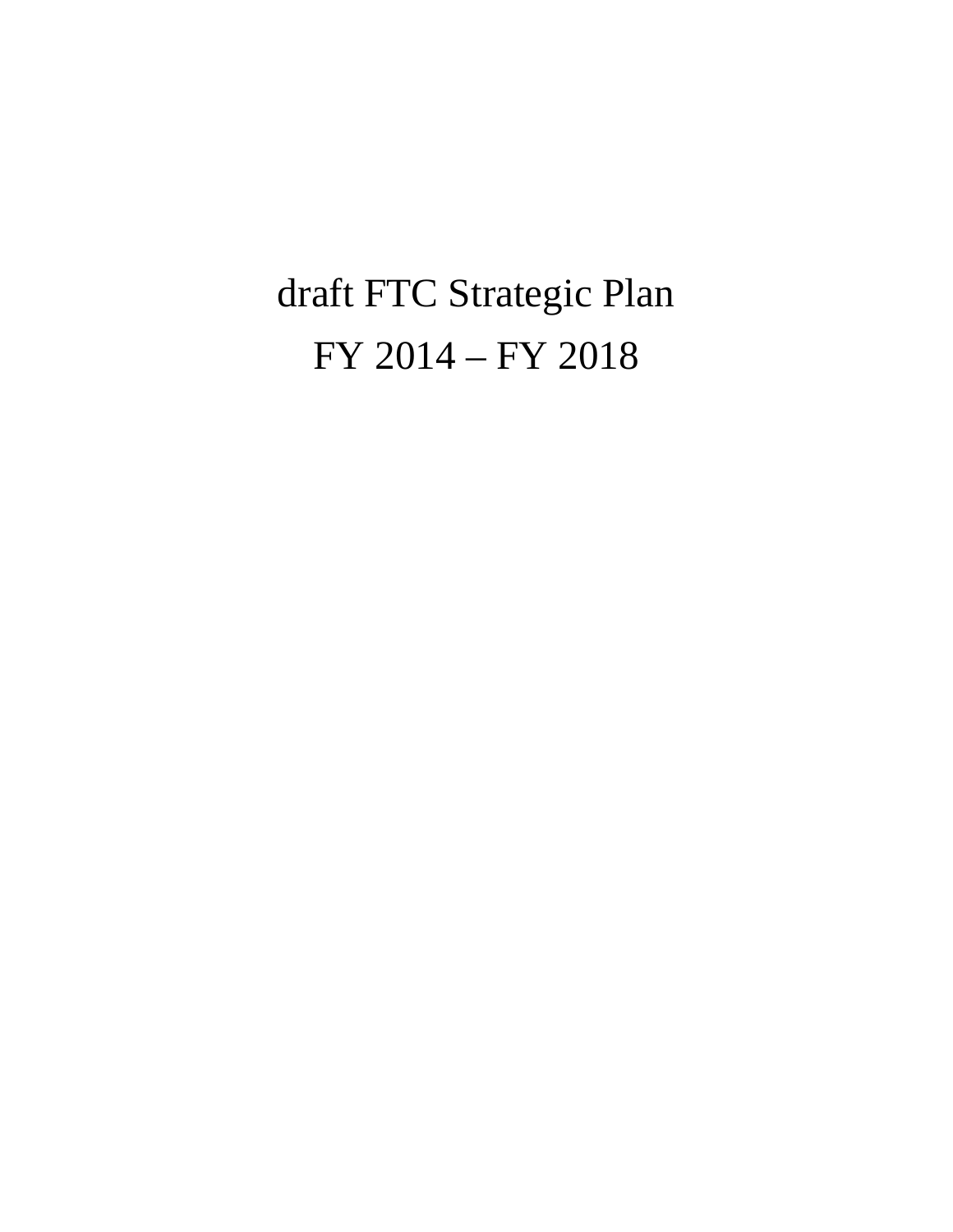# draft FTC Strategic Plan

# FY 2014 – FY 2018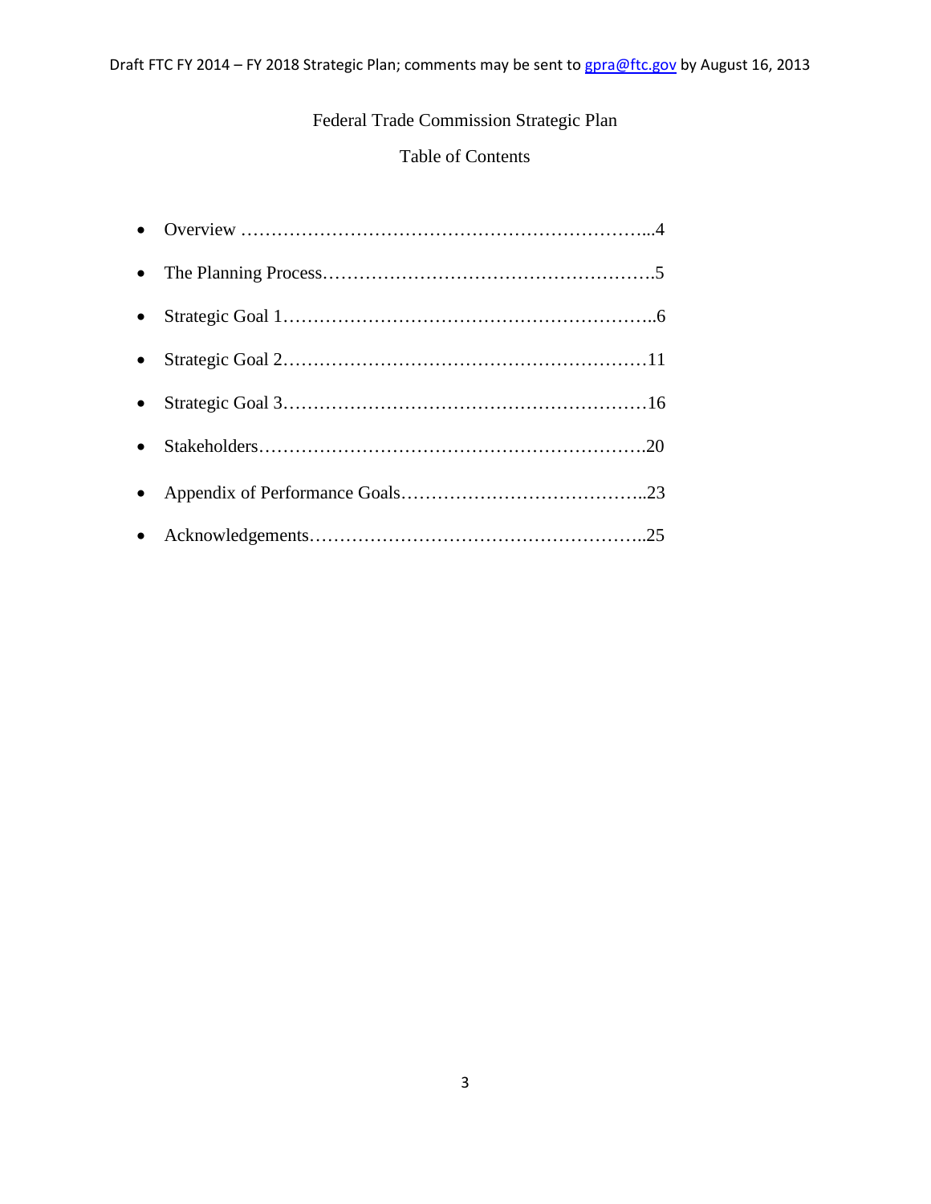# Federal Trade Commission Strategic Plan

## Table of Contents

- Overview …………………………………………………………...4
- The Planning Process……………………………………………….5
- Strategic Goal 1……………………………………………………..6
- Strategic Goal 2……………………………………………………11
- Strategic Goal 3……………………………………………………16
- Stakeholders……………………………………………………….20
- Appendix of Performance Goals…………………………………..23
- Acknowledgements………………………………………………..25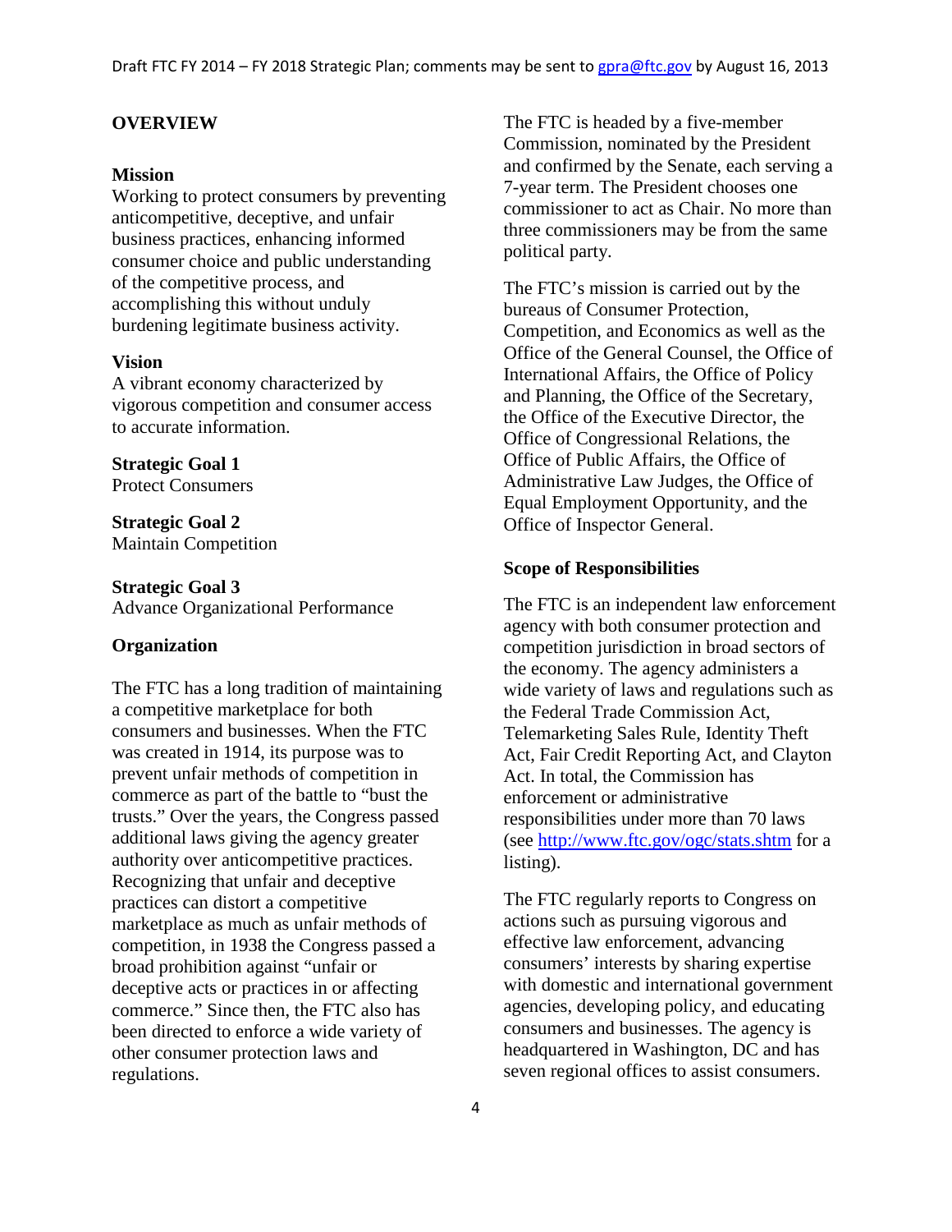## OVERVIEW

### Mission

Working to protect consumers by preventing anticompetitive, deceptive, and unfair business practices, enhancing informed consumer choice and public understanding of the competitive process, and accomplishing this without unduly burdening legitimate business activity.

### Vision

A vibrant economy characterized by vigorous competition and consumer access to accurate information.

### Strategic Goal 1

Protect Consumers

### Strategic Goal 2

Maintain Competition

### Strategic Goal 3

Advance Organizational Performance

### Organization

The FTC has a long tradition of maintaining a competitive marketplace for both consumers and businesses. When the FTC was created in 1914, its purpose was to prevent unfair methods of competition in commerce as part of the battle to "bust the trusts." Over the years, the Congress passed additional laws giving the agency greater authority over anticompetitive practices. Recognizing that unfair and deceptive practices can distort a competitive marketplace as much as unfair methods of competition, in 1938 the Congress passed a broad prohibition against "unfair or deceptive acts or practices in or affecting commerce." Since then, the FTC also has been directed to enforce a wide variety of other consumer protection laws and regulations.

The FTC is headed by a five-member Commission, nominated by the President and confirmed by the Senate, each serving a 7-year term. The President chooses one commissioner to act as Chair. No more than three commissioners may be from the same political party.

The FTC's mission is carried out by the bureaus of Consumer Protection, Competition, and Economics as well as the Office of the General Counsel, the Office of International Affairs, the Office of Policy and Planning, the Office of the Secretary, the Office of the Executive Director, the Office of Congressional Relations, the Office of Public Affairs, the Office of Administrative Law Judges, the Office of Equal Employment Opportunity, and the Office of Inspector General.

### Scope of Responsibilities

The FTC is an independent law enforcement agency with both consumer protection and competition jurisdiction in broad sectors of the economy. The agency administers a wide variety of laws and regulations such as the Federal Trade Commission Act, Telemarketing Sales Rule, Identity Theft Act, Fair Credit Reporting Act, and Clayton Act. In total, the Commission has enforcement or administrative responsibilities under more than 70 laws (see http://www.ftc.gov/ogc/stats.shtm for a listing).

The FTC regularly reports to Congress on actions such as pursuing vigorous and effective law enforcement, advancing consumers' interests by sharing expertise with domestic and international government agencies, developing policy, and educating consumers and businesses. The agency is headquartered in Washington, DC and has seven regional offices to assist consumers.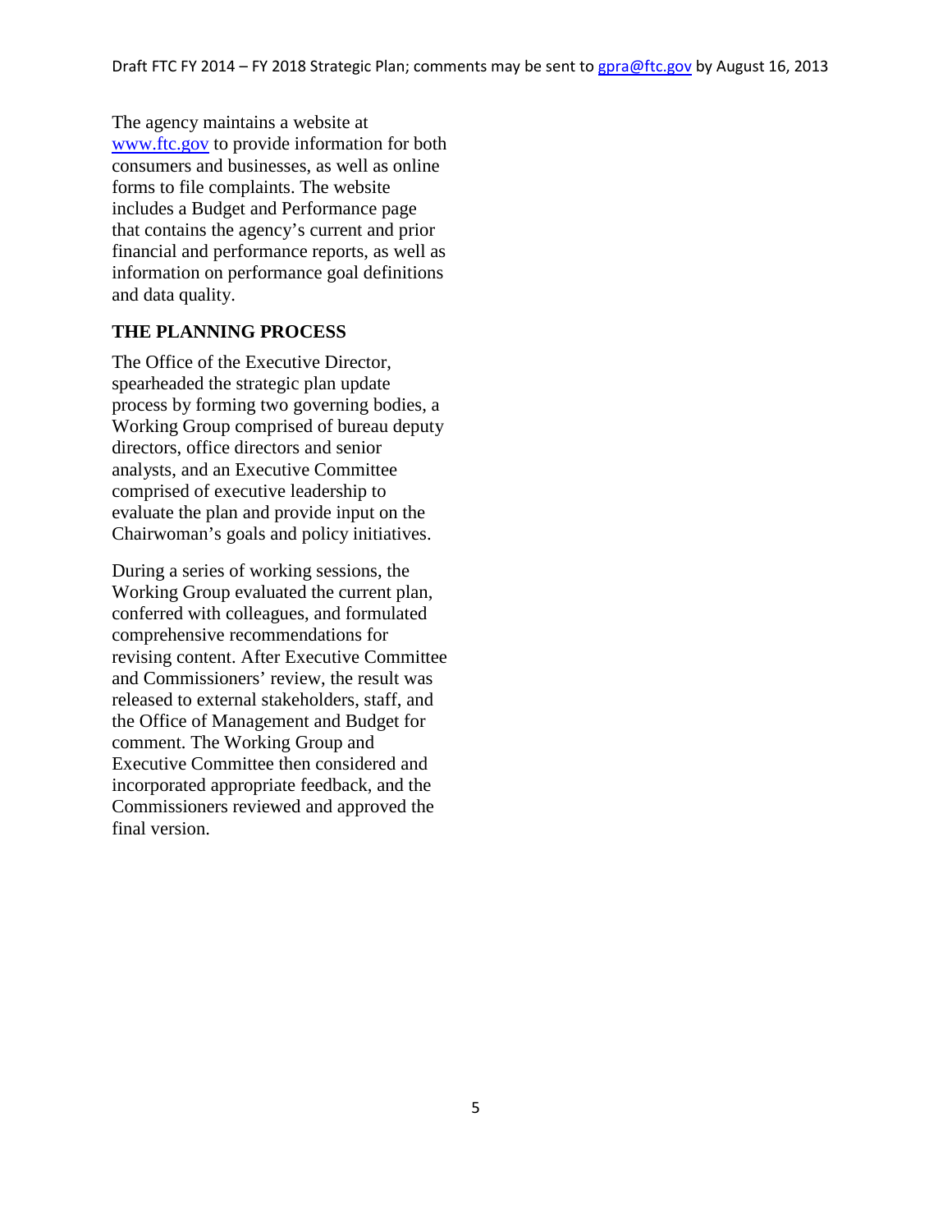The agency maintains a website at www.ftc.gov to provide information for both consumers and businesses, as well as online forms to file complaints. The website includes a Budget and Performance page that contains the agency's current and prior financial and performance reports, as well as information on performance goal definitions and data quality.

## THE PLANNING PROCESS

The Office of the Executive Director, spearheaded the strategic plan update process by forming two governing bodies, a Working Group comprised of bureau deputy directors, office directors and senior analysts, and an Executive Committee comprised of executive leadership to evaluate the plan and provide input on the Chairwoman's goals and policy initiatives.

During a series of working sessions, the Working Group evaluated the current plan, conferred with colleagues, and formulated comprehensive recommendations for revising content. After Executive Committee and Commissioners' review, the result was released to external stakeholders, staff, and the Office of Management and Budget for comment. The Working Group and Executive Committee then considered and incorporated appropriate feedback, and the Commissioners reviewed and approved the final version.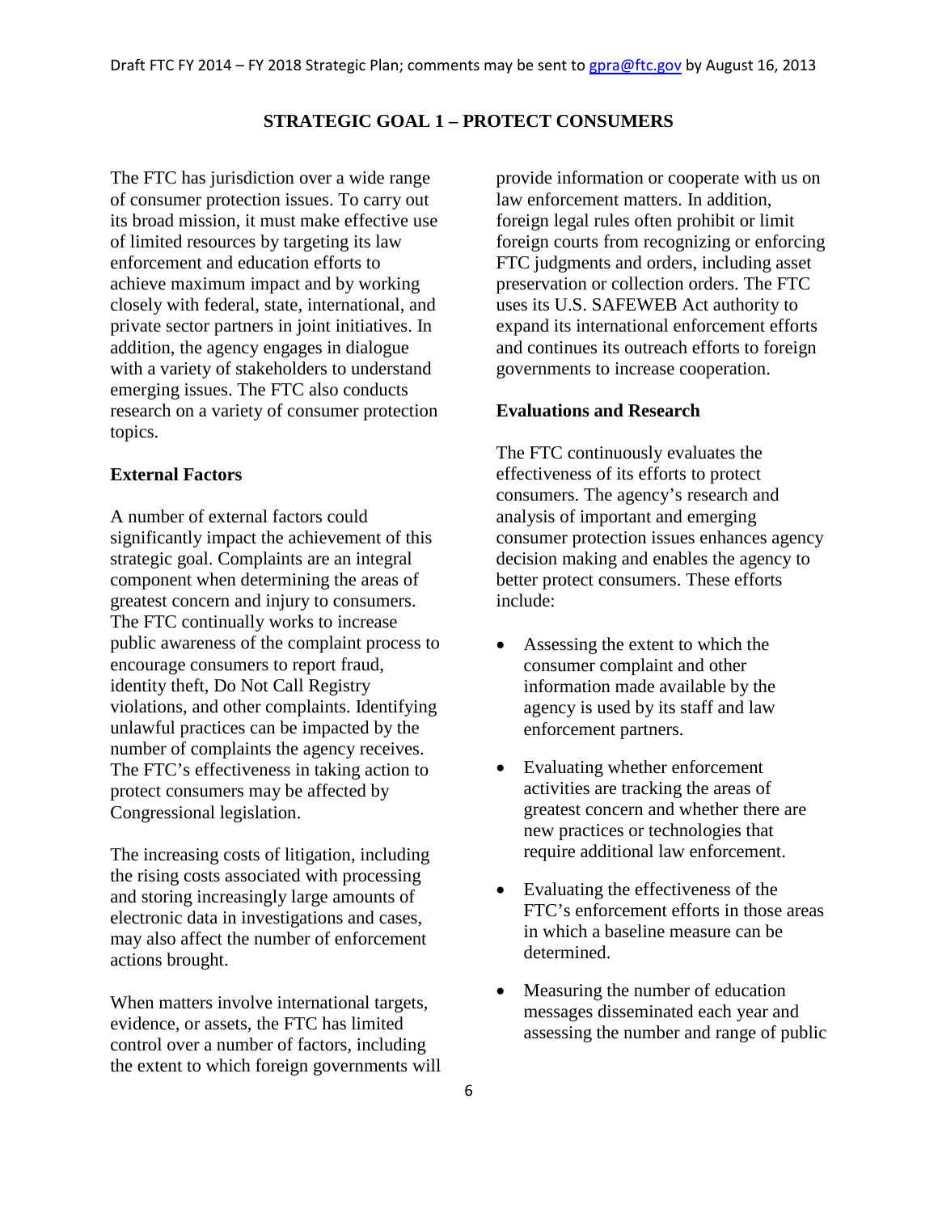## STRATEGIC GOAL 1 – PROTECT CONSUMERS

The FTC has jurisdiction over a wide range of consumer protection issues. To carry out its broad mission, it must make effective use of limited resources by targeting its law enforcement and education efforts to achieve maximum impact and by working closely with federal, state, international, and private sector partners in joint initiatives. In addition, the agency engages in dialogue with a variety of stakeholders to understand emerging issues. The FTC also conducts research on a variety of consumer protection topics.

### External Factors

A number of external factors could significantly impact the achievement of this strategic goal. Complaints are an integral component when determining the areas of greatest concern and injury to consumers. The FTC continually works to increase public awareness of the complaint process to encourage consumers to report fraud, identity theft, Do Not Call Registry violations, and other complaints. Identifying unlawful practices can be impacted by the number of complaints the agency receives. The FTC's effectiveness in taking action to protect consumers may be affected by Congressional legislation.

The increasing costs of litigation, including the rising costs associated with processing and storing increasingly large amounts of electronic data in investigations and cases, may also affect the number of enforcement actions brought.

When matters involve international targets, evidence, or assets, the FTC has limited control over a number of factors, including the extent to which foreign governments will provide information or cooperate with us on law enforcement matters. In addition, foreign legal rules often prohibit or limit foreign courts from recognizing or enforcing FTC judgments and orders, including asset preservation or collection orders. The FTC uses its U.S. SAFEWEB Act authority to expand its international enforcement efforts and continues its outreach efforts to foreign governments to increase cooperation.

### Evaluations and Research

The FTC continuously evaluates the effectiveness of its efforts to protect consumers. The agency's research and analysis of important and emerging consumer protection issues enhances agency decision making and enables the agency to better protect consumers. These efforts include:

- Assessing the extent to which the consumer complaint and other information made available by the agency is used by its staff and law enforcement partners.
- Evaluating whether enforcement activities are tracking the areas of greatest concern and whether there are new practices or technologies that require additional law enforcement.
- Evaluating the effectiveness of the FTC's enforcement efforts in those areas in which a baseline measure can be determined.
- Measuring the number of education messages disseminated each year and assessing the number and range of public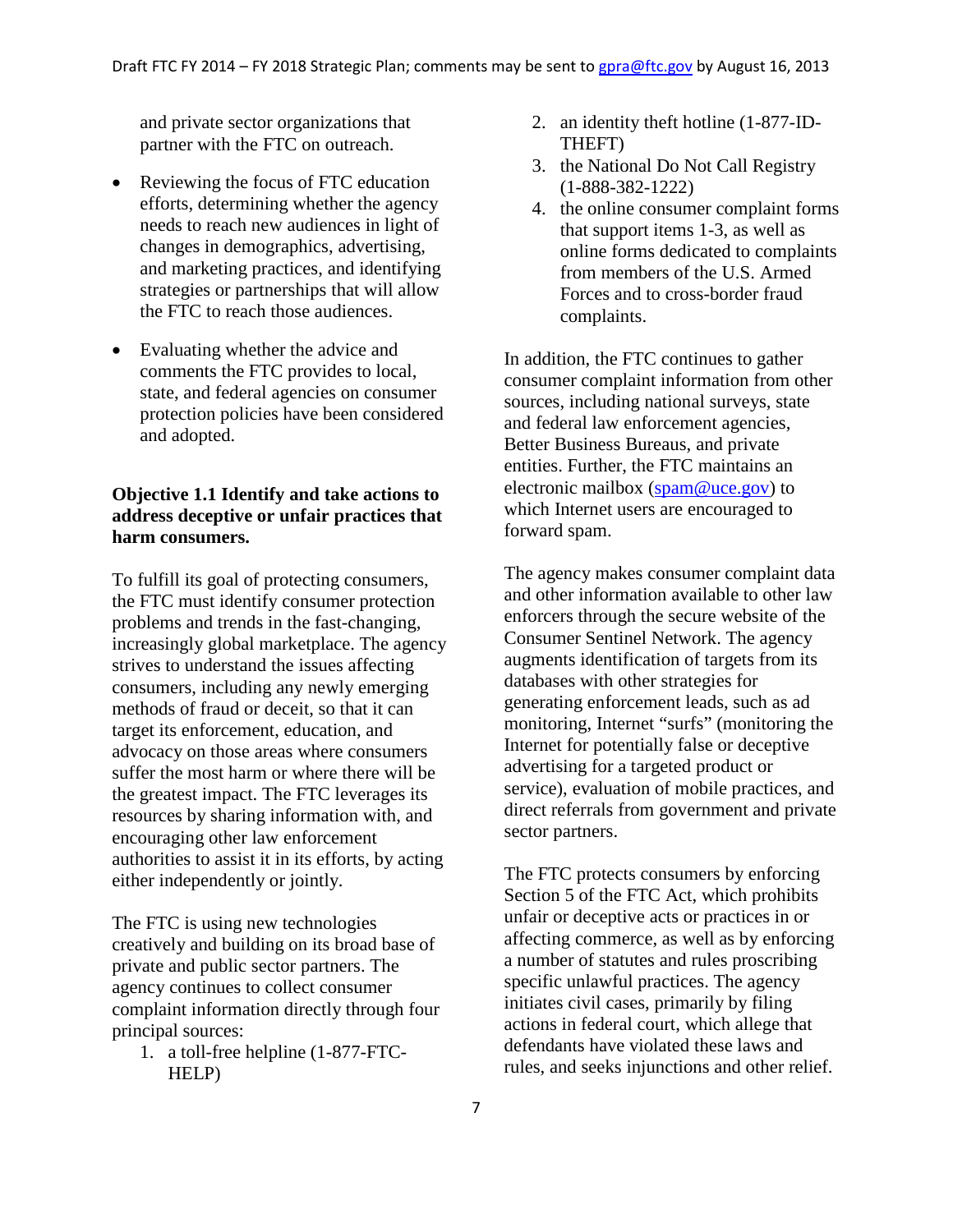and private sector organizations that partner with the FTC on outreach.

- Reviewing the focus of FTC education efforts, determining whether the agency needs to reach new audiences in light of changes in demographics, advertising, and marketing practices, and identifying strategies or partnerships that will allow the FTC to reach those audiences.
- Evaluating whether the advice and comments the FTC provides to local, state, and federal agencies on consumer protection policies have been considered and adopted.

**Objective 1.1 Identify and take actions to address deceptive or unfair practices that harm consumers.**

To fulfill its goal of protecting consumers, the FTC must identify consumer protection problems and trends in the fast-changing, increasingly global marketplace. The agency strives to understand the issues affecting consumers, including any newly emerging methods of fraud or deceit, so that it can target its enforcement, education, and advocacy on those areas where consumers suffer the most harm or where there will be the greatest impact. The FTC leverages its resources by sharing information with, and encouraging other law enforcement authorities to assist it in its efforts, by acting either independently or jointly.

The FTC is using new technologies creatively and building on its broad base of private and public sector partners. The agency continues to collect consumer complaint information directly through four principal sources:

1. a toll-free helpline (1-877-FTC-HELP)
2. an identity theft hotline (1-877-ID-THEFT)
3. the National Do Not Call Registry (1-888-382-1222)
4. the online consumer complaint forms that support items 1-3, as well as online forms dedicated to complaints from members of the U.S. Armed Forces and to cross-border fraud complaints.

In addition, the FTC continues to gather consumer complaint information from other sources, including national surveys, state and federal law enforcement agencies, Better Business Bureaus, and private entities. Further, the FTC maintains an electronic mailbox (spam@uce.gov) to which Internet users are encouraged to forward spam.

The agency makes consumer complaint data and other information available to other law enforcers through the secure website of the Consumer Sentinel Network. The agency augments identification of targets from its databases with other strategies for generating enforcement leads, such as ad monitoring, Internet "surfs" (monitoring the Internet for potentially false or deceptive advertising for a targeted product or service), evaluation of mobile practices, and direct referrals from government and private sector partners.

The FTC protects consumers by enforcing Section 5 of the FTC Act, which prohibits unfair or deceptive acts or practices in or affecting commerce, as well as by enforcing a number of statutes and rules proscribing specific unlawful practices. The agency initiates civil cases, primarily by filing actions in federal court, which allege that defendants have violated these laws and rules, and seeks injunctions and other relief.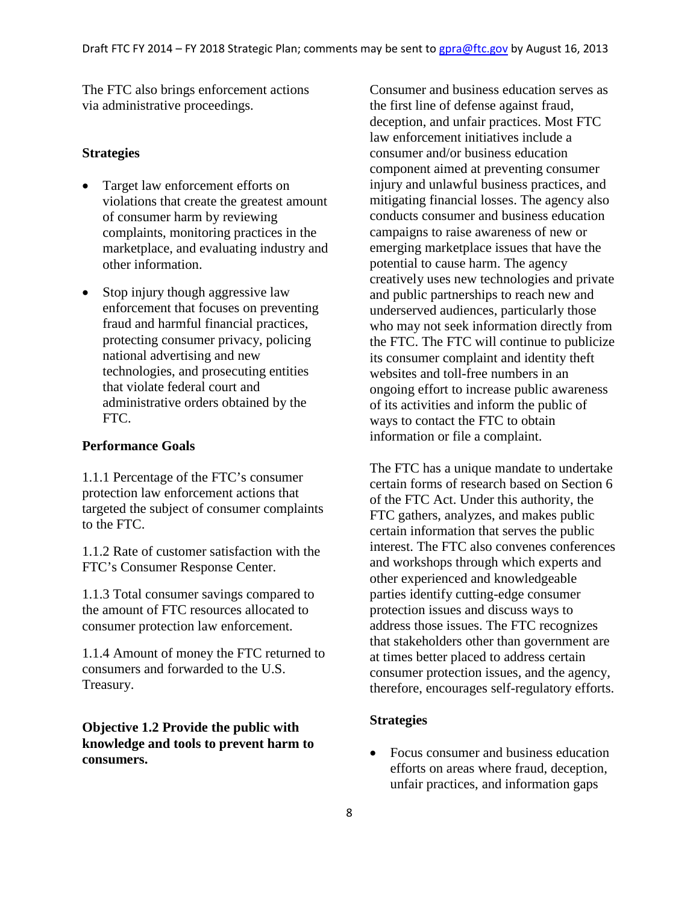The FTC also brings enforcement actions via administrative proceedings.

**Strategies**

- Target law enforcement efforts on violations that create the greatest amount of consumer harm by reviewing complaints, monitoring practices in the marketplace, and evaluating industry and other information.
- Stop injury though aggressive law enforcement that focuses on preventing fraud and harmful financial practices, protecting consumer privacy, policing national advertising and new technologies, and prosecuting entities that violate federal court and administrative orders obtained by the FTC.

**Performance Goals**

1.1.1 Percentage of the FTC's consumer protection law enforcement actions that targeted the subject of consumer complaints to the FTC.

1.1.2 Rate of customer satisfaction with the FTC's Consumer Response Center.

1.1.3 Total consumer savings compared to the amount of FTC resources allocated to consumer protection law enforcement.

1.1.4 Amount of money the FTC returned to consumers and forwarded to the U.S. Treasury.

**Objective 1.2 Provide the public with knowledge and tools to prevent harm to consumers.**

Consumer and business education serves as the first line of defense against fraud, deception, and unfair practices. Most FTC law enforcement initiatives include a consumer and/or business education component aimed at preventing consumer injury and unlawful business practices, and mitigating financial losses. The agency also conducts consumer and business education campaigns to raise awareness of new or emerging marketplace issues that have the potential to cause harm. The agency creatively uses new technologies and private and public partnerships to reach new and underserved audiences, particularly those who may not seek information directly from the FTC. The FTC will continue to publicize its consumer complaint and identity theft websites and toll-free numbers in an ongoing effort to increase public awareness of its activities and inform the public of ways to contact the FTC to obtain information or file a complaint.

The FTC has a unique mandate to undertake certain forms of research based on Section 6 of the FTC Act. Under this authority, the FTC gathers, analyzes, and makes public certain information that serves the public interest. The FTC also convenes conferences and workshops through which experts and other experienced and knowledgeable parties identify cutting-edge consumer protection issues and discuss ways to address those issues. The FTC recognizes that stakeholders other than government are at times better placed to address certain consumer protection issues, and the agency, therefore, encourages self-regulatory efforts.

**Strategies**

- Focus consumer and business education efforts on areas where fraud, deception, unfair practices, and information gaps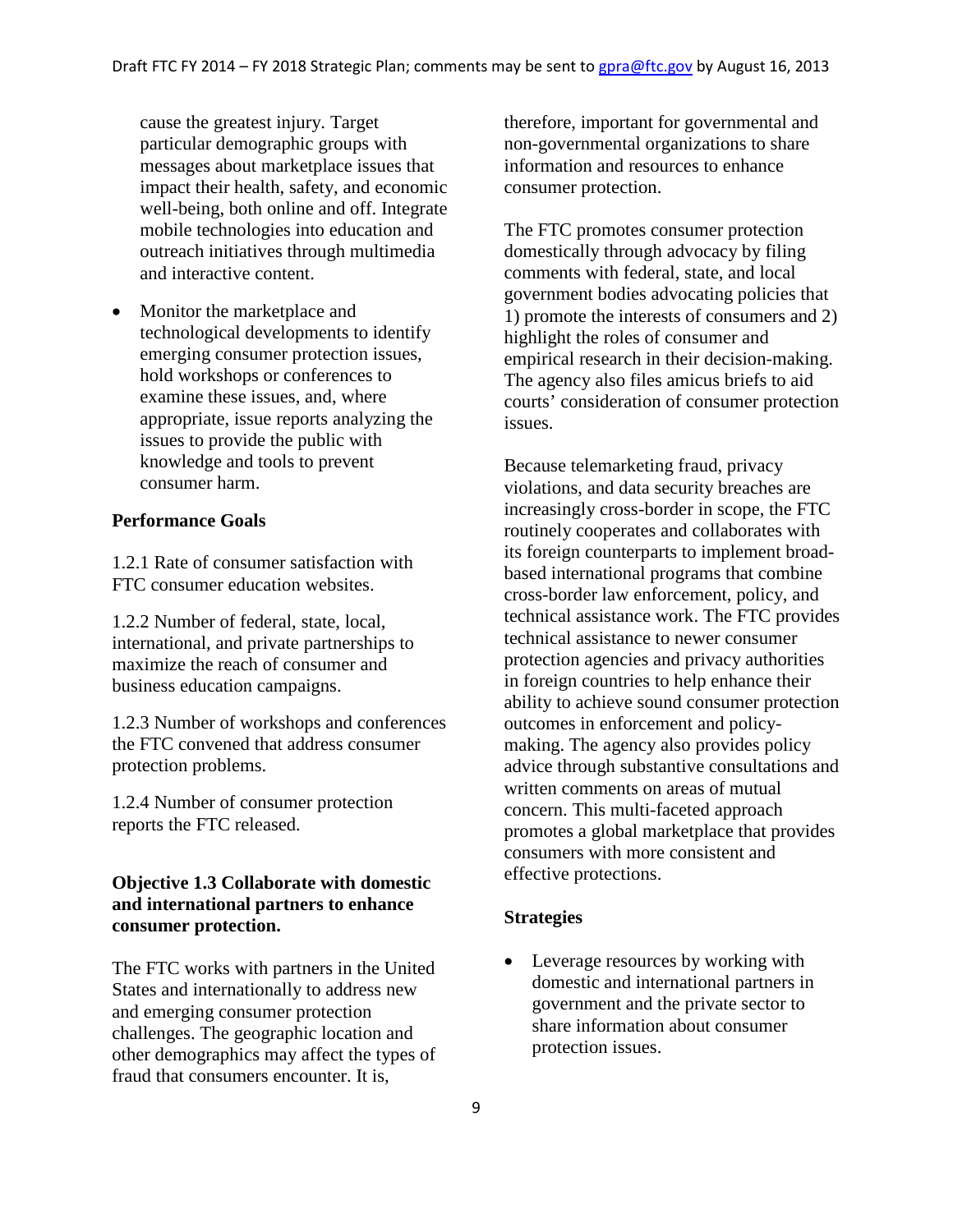cause the greatest injury. Target particular demographic groups with messages about marketplace issues that impact their health, safety, and economic well-being, both online and off. Integrate mobile technologies into education and outreach initiatives through multimedia and interactive content.

- Monitor the marketplace and technological developments to identify emerging consumer protection issues, hold workshops or conferences to examine these issues, and, where appropriate, issue reports analyzing the issues to provide the public with knowledge and tools to prevent consumer harm.

**Performance Goals**

1.2.1 Rate of consumer satisfaction with FTC consumer education websites.

1.2.2 Number of federal, state, local, international, and private partnerships to maximize the reach of consumer and business education campaigns.

1.2.3 Number of workshops and conferences the FTC convened that address consumer protection problems.

1.2.4 Number of consumer protection reports the FTC released.

**Objective 1.3 Collaborate with domestic and international partners to enhance consumer protection.**

The FTC works with partners in the United States and internationally to address new and emerging consumer protection challenges. The geographic location and other demographics may affect the types of fraud that consumers encounter. It is, therefore, important for governmental and non-governmental organizations to share information and resources to enhance consumer protection.

The FTC promotes consumer protection domestically through advocacy by filing comments with federal, state, and local government bodies advocating policies that 1) promote the interests of consumers and 2) highlight the roles of consumer and empirical research in their decision-making. The agency also files amicus briefs to aid courts' consideration of consumer protection issues.

Because telemarketing fraud, privacy violations, and data security breaches are increasingly cross-border in scope, the FTC routinely cooperates and collaborates with its foreign counterparts to implement broad-based international programs that combine cross-border law enforcement, policy, and technical assistance work. The FTC provides technical assistance to newer consumer protection agencies and privacy authorities in foreign countries to help enhance their ability to achieve sound consumer protection outcomes in enforcement and policy-making. The agency also provides policy advice through substantive consultations and written comments on areas of mutual concern. This multi-faceted approach promotes a global marketplace that provides consumers with more consistent and effective protections.

**Strategies**

- Leverage resources by working with domestic and international partners in government and the private sector to share information about consumer protection issues.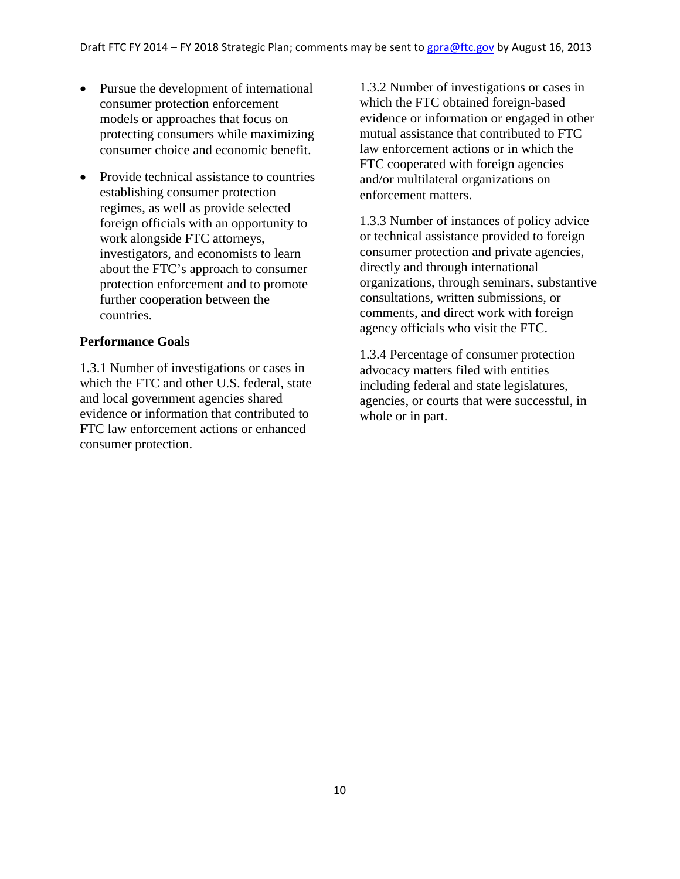- Pursue the development of international consumer protection enforcement models or approaches that focus on protecting consumers while maximizing consumer choice and economic benefit.
- Provide technical assistance to countries establishing consumer protection regimes, as well as provide selected foreign officials with an opportunity to work alongside FTC attorneys, investigators, and economists to learn about the FTC's approach to consumer protection enforcement and to promote further cooperation between the countries.

**Performance Goals**

1.3.1 Number of investigations or cases in which the FTC and other U.S. federal, state and local government agencies shared evidence or information that contributed to FTC law enforcement actions or enhanced consumer protection.

1.3.2 Number of investigations or cases in which the FTC obtained foreign-based evidence or information or engaged in other mutual assistance that contributed to FTC law enforcement actions or in which the FTC cooperated with foreign agencies and/or multilateral organizations on enforcement matters.

1.3.3 Number of instances of policy advice or technical assistance provided to foreign consumer protection and private agencies, directly and through international organizations, through seminars, substantive consultations, written submissions, or comments, and direct work with foreign agency officials who visit the FTC.

1.3.4 Percentage of consumer protection advocacy matters filed with entities including federal and state legislatures, agencies, or courts that were successful, in whole or in part.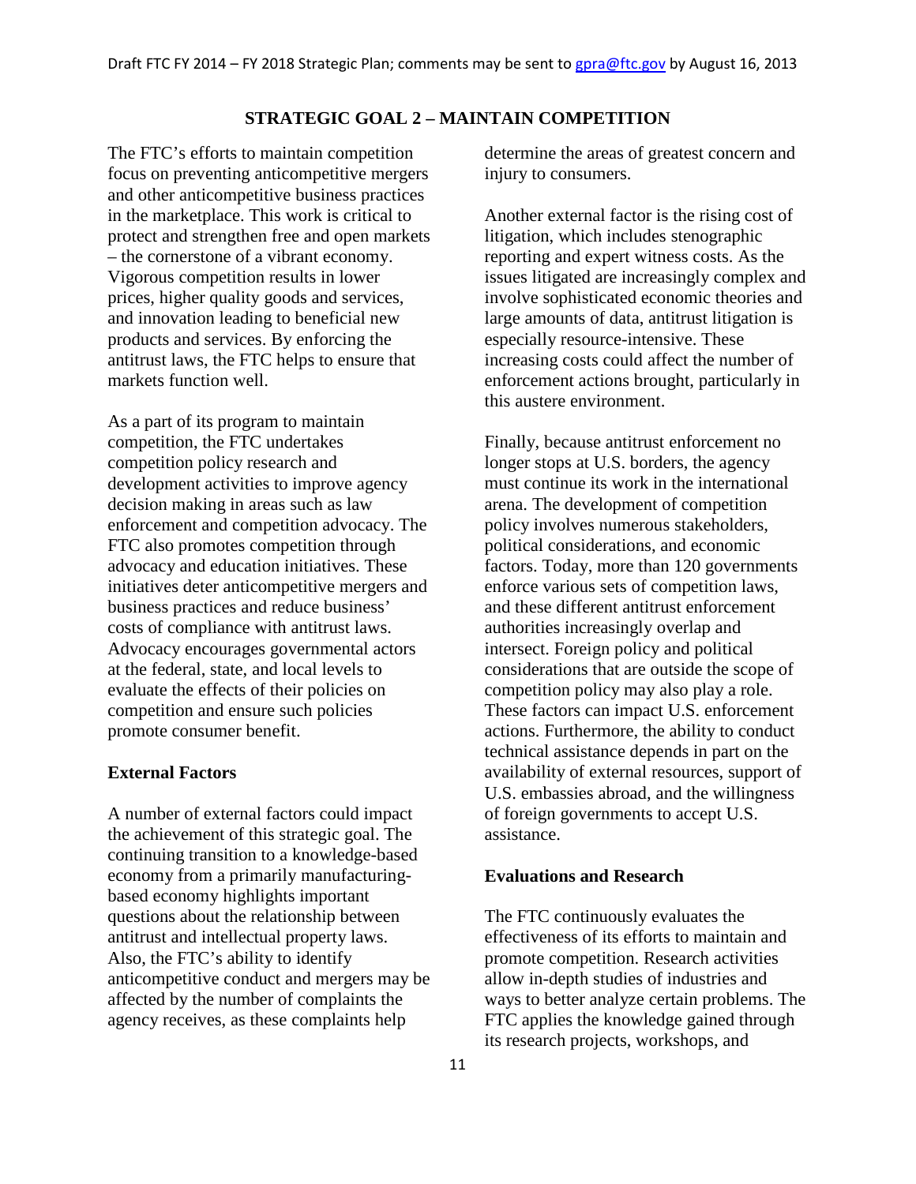## STRATEGIC GOAL 2 – MAINTAIN COMPETITION

The FTC's efforts to maintain competition focus on preventing anticompetitive mergers and other anticompetitive business practices in the marketplace. This work is critical to protect and strengthen free and open markets – the cornerstone of a vibrant economy. Vigorous competition results in lower prices, higher quality goods and services, and innovation leading to beneficial new products and services. By enforcing the antitrust laws, the FTC helps to ensure that markets function well.

As a part of its program to maintain competition, the FTC undertakes competition policy research and development activities to improve agency decision making in areas such as law enforcement and competition advocacy. The FTC also promotes competition through advocacy and education initiatives. These initiatives deter anticompetitive mergers and business practices and reduce business' costs of compliance with antitrust laws. Advocacy encourages governmental actors at the federal, state, and local levels to evaluate the effects of their policies on competition and ensure such policies promote consumer benefit.

### External Factors

A number of external factors could impact the achievement of this strategic goal. The continuing transition to a knowledge-based economy from a primarily manufacturing-based economy highlights important questions about the relationship between antitrust and intellectual property laws. Also, the FTC's ability to identify anticompetitive conduct and mergers may be affected by the number of complaints the agency receives, as these complaints help determine the areas of greatest concern and injury to consumers.

Another external factor is the rising cost of litigation, which includes stenographic reporting and expert witness costs. As the issues litigated are increasingly complex and involve sophisticated economic theories and large amounts of data, antitrust litigation is especially resource-intensive. These increasing costs could affect the number of enforcement actions brought, particularly in this austere environment.

Finally, because antitrust enforcement no longer stops at U.S. borders, the agency must continue its work in the international arena. The development of competition policy involves numerous stakeholders, political considerations, and economic factors. Today, more than 120 governments enforce various sets of competition laws, and these different antitrust enforcement authorities increasingly overlap and intersect. Foreign policy and political considerations that are outside the scope of competition policy may also play a role. These factors can impact U.S. enforcement actions. Furthermore, the ability to conduct technical assistance depends in part on the availability of external resources, support of U.S. embassies abroad, and the willingness of foreign governments to accept U.S. assistance.

### Evaluations and Research

The FTC continuously evaluates the effectiveness of its efforts to maintain and promote competition. Research activities allow in-depth studies of industries and ways to better analyze certain problems. The FTC applies the knowledge gained through its research projects, workshops, and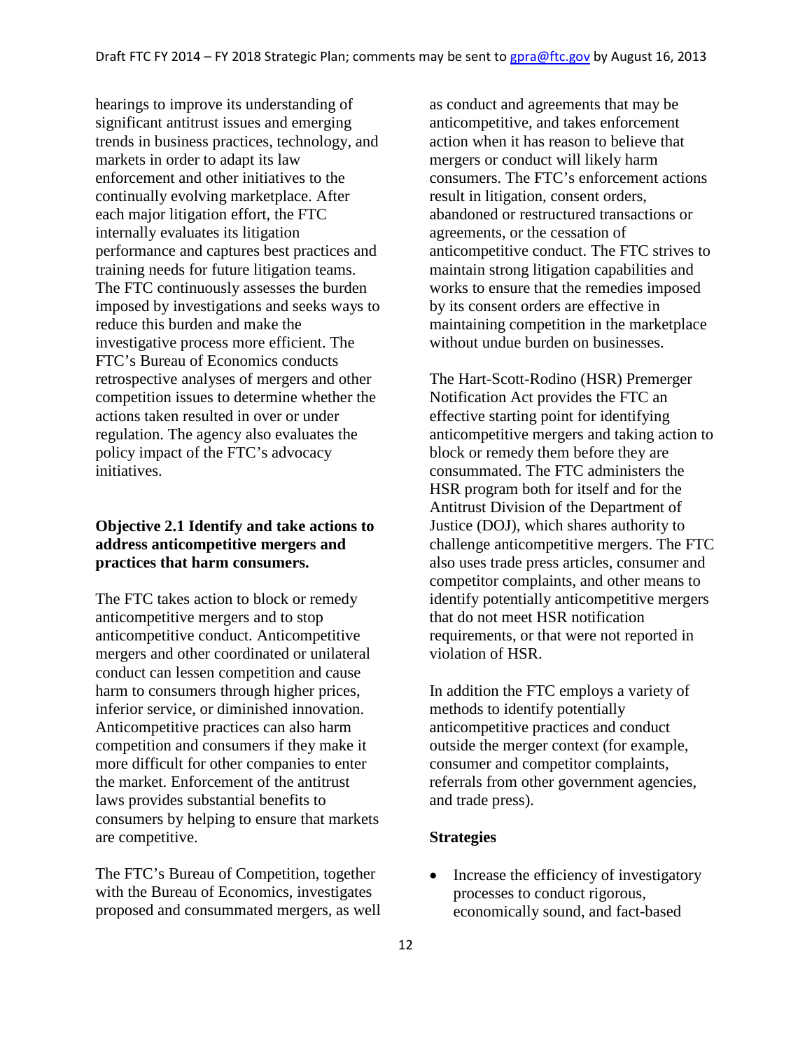hearings to improve its understanding of significant antitrust issues and emerging trends in business practices, technology, and markets in order to adapt its law enforcement and other initiatives to the continually evolving marketplace. After each major litigation effort, the FTC internally evaluates its litigation performance and captures best practices and training needs for future litigation teams. The FTC continuously assesses the burden imposed by investigations and seeks ways to reduce this burden and make the investigative process more efficient. The FTC's Bureau of Economics conducts retrospective analyses of mergers and other competition issues to determine whether the actions taken resulted in over or under regulation. The agency also evaluates the policy impact of the FTC's advocacy initiatives.

### Objective 2.1 Identify and take actions to address anticompetitive mergers and practices that harm consumers.

The FTC takes action to block or remedy anticompetitive mergers and to stop anticompetitive conduct. Anticompetitive mergers and other coordinated or unilateral conduct can lessen competition and cause harm to consumers through higher prices, inferior service, or diminished innovation. Anticompetitive practices can also harm competition and consumers if they make it more difficult for other companies to enter the market. Enforcement of the antitrust laws provides substantial benefits to consumers by helping to ensure that markets are competitive.

The FTC's Bureau of Competition, together with the Bureau of Economics, investigates proposed and consummated mergers, as well as conduct and agreements that may be anticompetitive, and takes enforcement action when it has reason to believe that mergers or conduct will likely harm consumers. The FTC's enforcement actions result in litigation, consent orders, abandoned or restructured transactions or agreements, or the cessation of anticompetitive conduct. The FTC strives to maintain strong litigation capabilities and works to ensure that the remedies imposed by its consent orders are effective in maintaining competition in the marketplace without undue burden on businesses.

The Hart-Scott-Rodino (HSR) Premerger Notification Act provides the FTC an effective starting point for identifying anticompetitive mergers and taking action to block or remedy them before they are consummated. The FTC administers the HSR program both for itself and for the Antitrust Division of the Department of Justice (DOJ), which shares authority to challenge anticompetitive mergers. The FTC also uses trade press articles, consumer and competitor complaints, and other means to identify potentially anticompetitive mergers that do not meet HSR notification requirements, or that were not reported in violation of HSR.

In addition the FTC employs a variety of methods to identify potentially anticompetitive practices and conduct outside the merger context (for example, consumer and competitor complaints, referrals from other government agencies, and trade press).

**Strategies**

- Increase the efficiency of investigatory processes to conduct rigorous, economically sound, and fact-based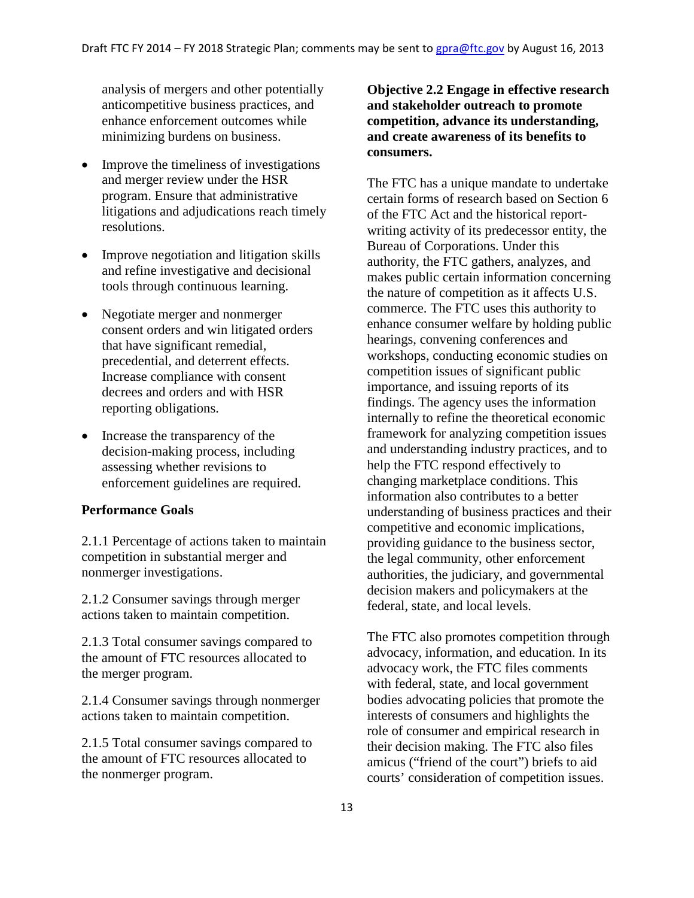analysis of mergers and other potentially anticompetitive business practices, and enhance enforcement outcomes while minimizing burdens on business.

- Improve the timeliness of investigations and merger review under the HSR program. Ensure that administrative litigations and adjudications reach timely resolutions.
- Improve negotiation and litigation skills and refine investigative and decisional tools through continuous learning.
- Negotiate merger and nonmerger consent orders and win litigated orders that have significant remedial, precedential, and deterrent effects. Increase compliance with consent decrees and orders and with HSR reporting obligations.
- Increase the transparency of the decision-making process, including assessing whether revisions to enforcement guidelines are required.

**Performance Goals**

2.1.1 Percentage of actions taken to maintain competition in substantial merger and nonmerger investigations.

2.1.2 Consumer savings through merger actions taken to maintain competition.

2.1.3 Total consumer savings compared to the amount of FTC resources allocated to the merger program.

2.1.4 Consumer savings through nonmerger actions taken to maintain competition.

2.1.5 Total consumer savings compared to the amount of FTC resources allocated to the nonmerger program.

**Objective 2.2 Engage in effective research and stakeholder outreach to promote competition, advance its understanding, and create awareness of its benefits to consumers.**

The FTC has a unique mandate to undertake certain forms of research based on Section 6 of the FTC Act and the historical report-writing activity of its predecessor entity, the Bureau of Corporations. Under this authority, the FTC gathers, analyzes, and makes public certain information concerning the nature of competition as it affects U.S. commerce. The FTC uses this authority to enhance consumer welfare by holding public hearings, convening conferences and workshops, conducting economic studies on competition issues of significant public importance, and issuing reports of its findings. The agency uses the information internally to refine the theoretical economic framework for analyzing competition issues and understanding industry practices, and to help the FTC respond effectively to changing marketplace conditions. This information also contributes to a better understanding of business practices and their competitive and economic implications, providing guidance to the business sector, the legal community, other enforcement authorities, the judiciary, and governmental decision makers and policymakers at the federal, state, and local levels.

The FTC also promotes competition through advocacy, information, and education. In its advocacy work, the FTC files comments with federal, state, and local government bodies advocating policies that promote the interests of consumers and highlights the role of consumer and empirical research in their decision making. The FTC also files amicus ("friend of the court") briefs to aid courts' consideration of competition issues.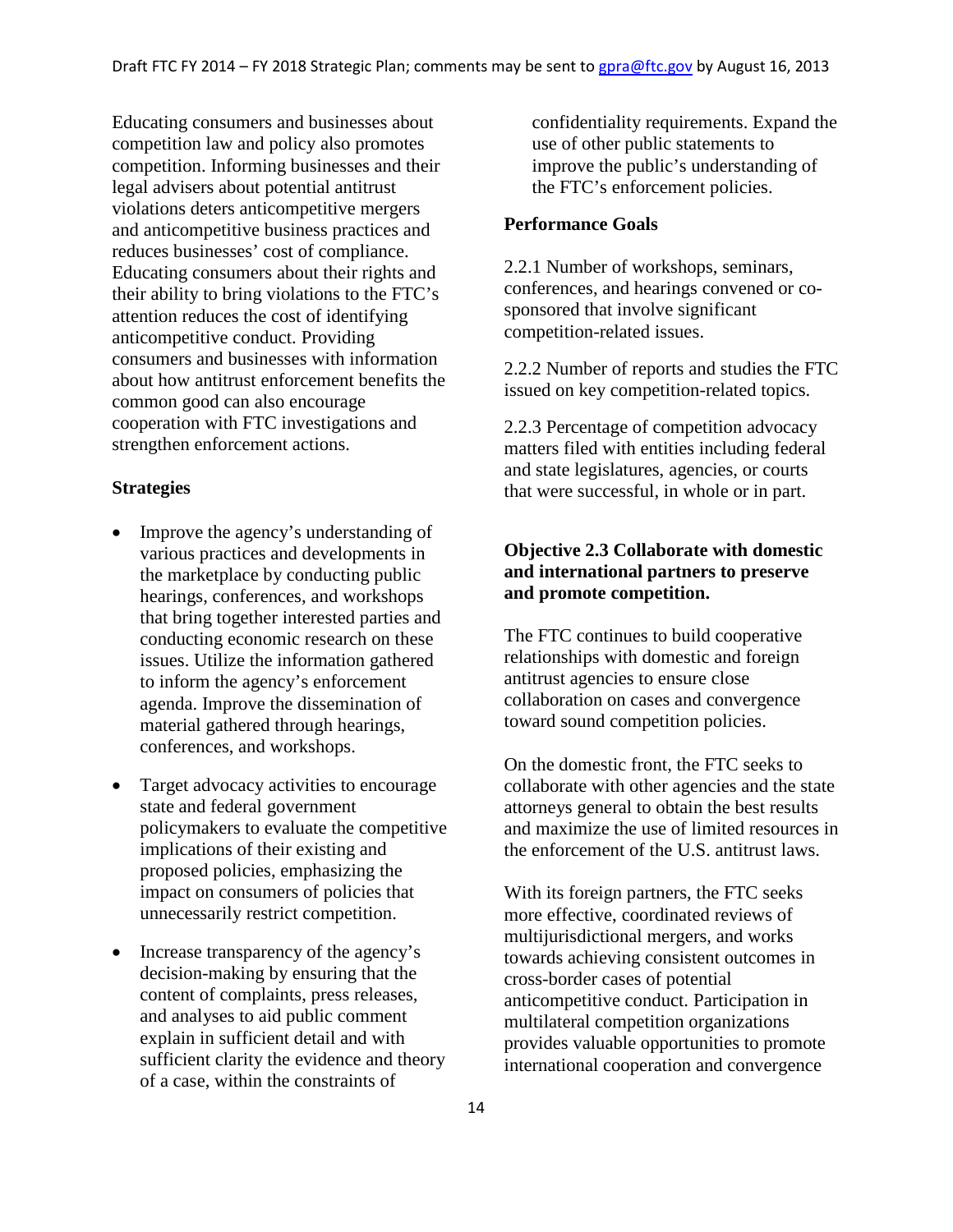Educating consumers and businesses about competition law and policy also promotes competition. Informing businesses and their legal advisers about potential antitrust violations deters anticompetitive mergers and anticompetitive business practices and reduces businesses' cost of compliance. Educating consumers about their rights and their ability to bring violations to the FTC's attention reduces the cost of identifying anticompetitive conduct. Providing consumers and businesses with information about how antitrust enforcement benefits the common good can also encourage cooperation with FTC investigations and strengthen enforcement actions.

**Strategies**

- Improve the agency's understanding of various practices and developments in the marketplace by conducting public hearings, conferences, and workshops that bring together interested parties and conducting economic research on these issues. Utilize the information gathered to inform the agency's enforcement agenda. Improve the dissemination of material gathered through hearings, conferences, and workshops.
- Target advocacy activities to encourage state and federal government policymakers to evaluate the competitive implications of their existing and proposed policies, emphasizing the impact on consumers of policies that unnecessarily restrict competition.
- Increase transparency of the agency's decision-making by ensuring that the content of complaints, press releases, and analyses to aid public comment explain in sufficient detail and with sufficient clarity the evidence and theory of a case, within the constraints of confidentiality requirements. Expand the use of other public statements to improve the public's understanding of the FTC's enforcement policies.

**Performance Goals**

2.2.1 Number of workshops, seminars, conferences, and hearings convened or co-sponsored that involve significant competition-related issues.

2.2.2 Number of reports and studies the FTC issued on key competition-related topics.

2.2.3 Percentage of competition advocacy matters filed with entities including federal and state legislatures, agencies, or courts that were successful, in whole or in part.

**Objective 2.3 Collaborate with domestic and international partners to preserve and promote competition.**

The FTC continues to build cooperative relationships with domestic and foreign antitrust agencies to ensure close collaboration on cases and convergence toward sound competition policies.

On the domestic front, the FTC seeks to collaborate with other agencies and the state attorneys general to obtain the best results and maximize the use of limited resources in the enforcement of the U.S. antitrust laws.

With its foreign partners, the FTC seeks more effective, coordinated reviews of multijurisdictional mergers, and works towards achieving consistent outcomes in cross-border cases of potential anticompetitive conduct. Participation in multilateral competition organizations provides valuable opportunities to promote international cooperation and convergence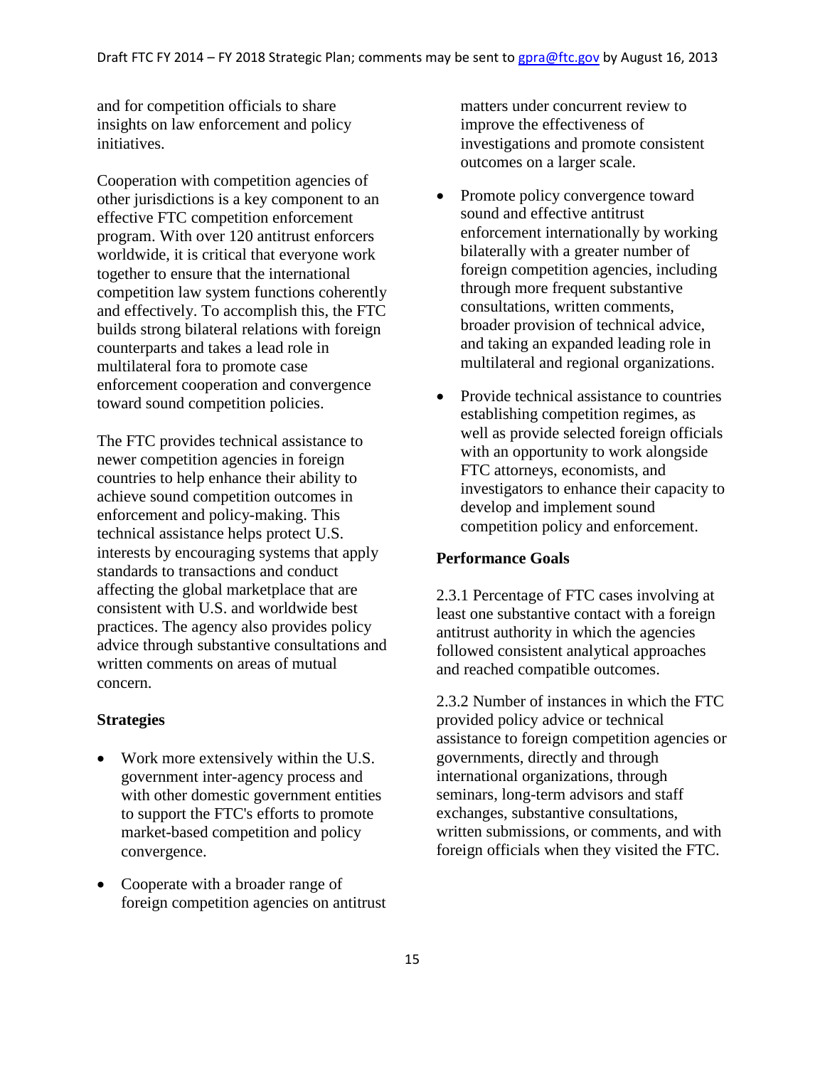and for competition officials to share insights on law enforcement and policy initiatives.

Cooperation with competition agencies of other jurisdictions is a key component to an effective FTC competition enforcement program. With over 120 antitrust enforcers worldwide, it is critical that everyone work together to ensure that the international competition law system functions coherently and effectively. To accomplish this, the FTC builds strong bilateral relations with foreign counterparts and takes a lead role in multilateral fora to promote case enforcement cooperation and convergence toward sound competition policies.

The FTC provides technical assistance to newer competition agencies in foreign countries to help enhance their ability to achieve sound competition outcomes in enforcement and policy-making. This technical assistance helps protect U.S. interests by encouraging systems that apply standards to transactions and conduct affecting the global marketplace that are consistent with U.S. and worldwide best practices. The agency also provides policy advice through substantive consultations and written comments on areas of mutual concern.

**Strategies**

- Work more extensively within the U.S. government inter-agency process and with other domestic government entities to support the FTC's efforts to promote market-based competition and policy convergence.
- Cooperate with a broader range of foreign competition agencies on antitrust matters under concurrent review to improve the effectiveness of investigations and promote consistent outcomes on a larger scale.
- Promote policy convergence toward sound and effective antitrust enforcement internationally by working bilaterally with a greater number of foreign competition agencies, including through more frequent substantive consultations, written comments, broader provision of technical advice, and taking an expanded leading role in multilateral and regional organizations.
- Provide technical assistance to countries establishing competition regimes, as well as provide selected foreign officials with an opportunity to work alongside FTC attorneys, economists, and investigators to enhance their capacity to develop and implement sound competition policy and enforcement.

**Performance Goals**

2.3.1 Percentage of FTC cases involving at least one substantive contact with a foreign antitrust authority in which the agencies followed consistent analytical approaches and reached compatible outcomes.

2.3.2 Number of instances in which the FTC provided policy advice or technical assistance to foreign competition agencies or governments, directly and through international organizations, through seminars, long-term advisors and staff exchanges, substantive consultations, written submissions, or comments, and with foreign officials when they visited the FTC.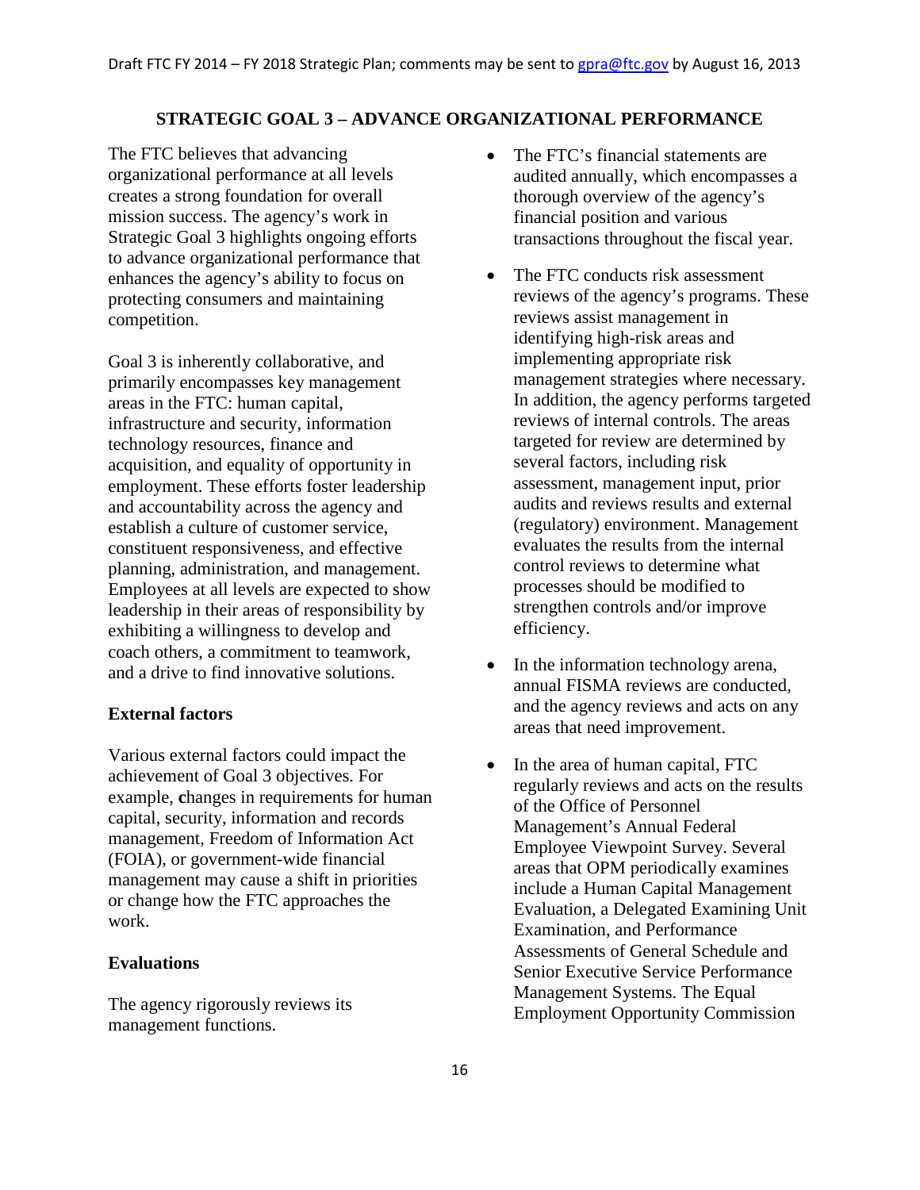## STRATEGIC GOAL 3 – ADVANCE ORGANIZATIONAL PERFORMANCE

The FTC believes that advancing organizational performance at all levels creates a strong foundation for overall mission success. The agency's work in Strategic Goal 3 highlights ongoing efforts to advance organizational performance that enhances the agency's ability to focus on protecting consumers and maintaining competition.

Goal 3 is inherently collaborative, and primarily encompasses key management areas in the FTC: human capital, infrastructure and security, information technology resources, finance and acquisition, and equality of opportunity in employment. These efforts foster leadership and accountability across the agency and establish a culture of customer service, constituent responsiveness, and effective planning, administration, and management. Employees at all levels are expected to show leadership in their areas of responsibility by exhibiting a willingness to develop and coach others, a commitment to teamwork, and a drive to find innovative solutions.

### External factors

Various external factors could impact the achievement of Goal 3 objectives. For example, **c**hanges in requirements for human capital, security, information and records management, Freedom of Information Act (FOIA), or government-wide financial management may cause a shift in priorities or change how the FTC approaches the work.

### Evaluations

The agency rigorously reviews its management functions.

- The FTC's financial statements are audited annually, which encompasses a thorough overview of the agency's financial position and various transactions throughout the fiscal year.
- The FTC conducts risk assessment reviews of the agency's programs. These reviews assist management in identifying high-risk areas and implementing appropriate risk management strategies where necessary. In addition, the agency performs targeted reviews of internal controls. The areas targeted for review are determined by several factors, including risk assessment, management input, prior audits and reviews results and external (regulatory) environment. Management evaluates the results from the internal control reviews to determine what processes should be modified to strengthen controls and/or improve efficiency.
- In the information technology arena, annual FISMA reviews are conducted, and the agency reviews and acts on any areas that need improvement.
- In the area of human capital, FTC regularly reviews and acts on the results of the Office of Personnel Management's Annual Federal Employee Viewpoint Survey. Several areas that OPM periodically examines include a Human Capital Management Evaluation, a Delegated Examining Unit Examination, and Performance Assessments of General Schedule and Senior Executive Service Performance Management Systems. The Equal Employment Opportunity Commission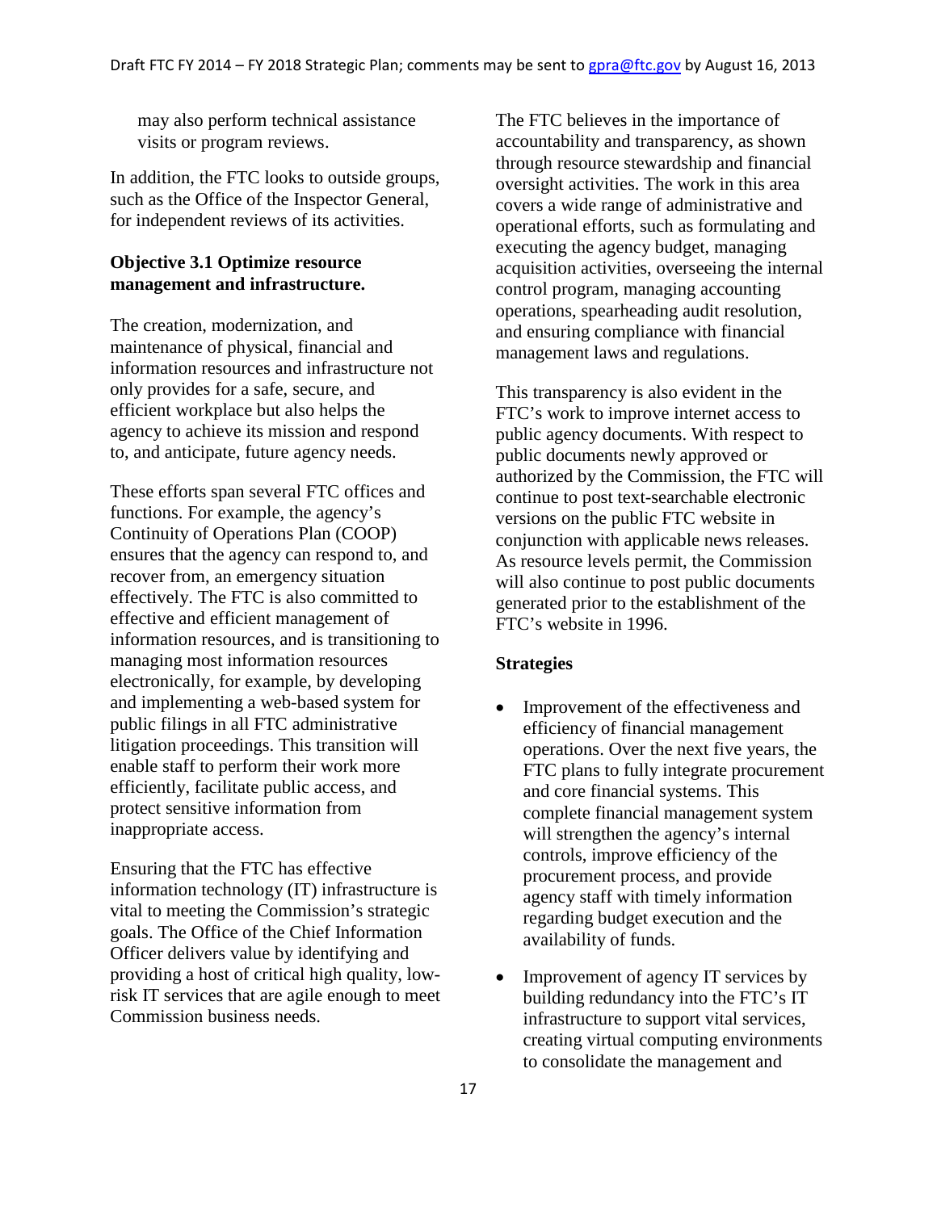may also perform technical assistance visits or program reviews.

In addition, the FTC looks to outside groups, such as the Office of the Inspector General, for independent reviews of its activities.

**Objective 3.1 Optimize resource management and infrastructure.**

The creation, modernization, and maintenance of physical, financial and information resources and infrastructure not only provides for a safe, secure, and efficient workplace but also helps the agency to achieve its mission and respond to, and anticipate, future agency needs.

These efforts span several FTC offices and functions. For example, the agency's Continuity of Operations Plan (COOP) ensures that the agency can respond to, and recover from, an emergency situation effectively. The FTC is also committed to effective and efficient management of information resources, and is transitioning to managing most information resources electronically, for example, by developing and implementing a web-based system for public filings in all FTC administrative litigation proceedings. This transition will enable staff to perform their work more efficiently, facilitate public access, and protect sensitive information from inappropriate access.

Ensuring that the FTC has effective information technology (IT) infrastructure is vital to meeting the Commission's strategic goals. The Office of the Chief Information Officer delivers value by identifying and providing a host of critical high quality, low-risk IT services that are agile enough to meet Commission business needs.

The FTC believes in the importance of accountability and transparency, as shown through resource stewardship and financial oversight activities. The work in this area covers a wide range of administrative and operational efforts, such as formulating and executing the agency budget, managing acquisition activities, overseeing the internal control program, managing accounting operations, spearheading audit resolution, and ensuring compliance with financial management laws and regulations.

This transparency is also evident in the FTC's work to improve internet access to public agency documents. With respect to public documents newly approved or authorized by the Commission, the FTC will continue to post text-searchable electronic versions on the public FTC website in conjunction with applicable news releases. As resource levels permit, the Commission will also continue to post public documents generated prior to the establishment of the FTC's website in 1996.

**Strategies**

- Improvement of the effectiveness and efficiency of financial management operations. Over the next five years, the FTC plans to fully integrate procurement and core financial systems. This complete financial management system will strengthen the agency's internal controls, improve efficiency of the procurement process, and provide agency staff with timely information regarding budget execution and the availability of funds.

- Improvement of agency IT services by building redundancy into the FTC's IT infrastructure to support vital services, creating virtual computing environments to consolidate the management and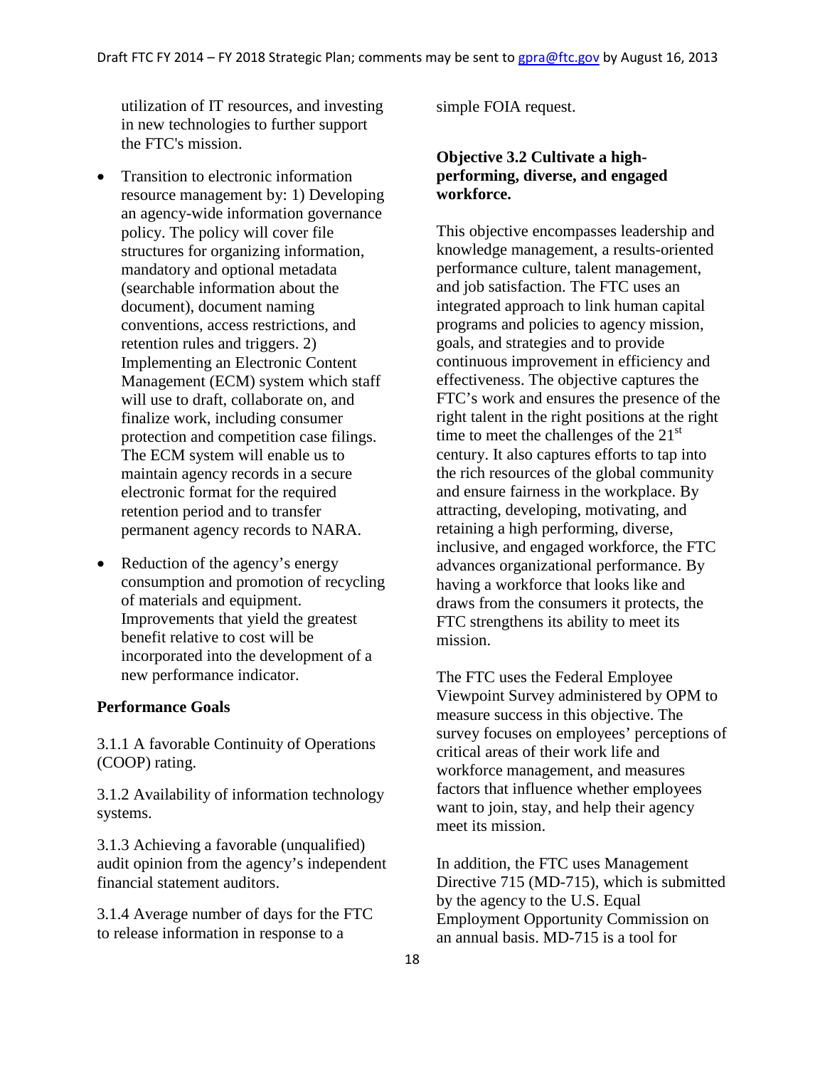utilization of IT resources, and investing in new technologies to further support the FTC's mission.

- Transition to electronic information resource management by: 1) Developing an agency-wide information governance policy. The policy will cover file structures for organizing information, mandatory and optional metadata (searchable information about the document), document naming conventions, access restrictions, and retention rules and triggers. 2) Implementing an Electronic Content Management (ECM) system which staff will use to draft, collaborate on, and finalize work, including consumer protection and competition case filings. The ECM system will enable us to maintain agency records in a secure electronic format for the required retention period and to transfer permanent agency records to NARA.

- Reduction of the agency's energy consumption and promotion of recycling of materials and equipment. Improvements that yield the greatest benefit relative to cost will be incorporated into the development of a new performance indicator.

**Performance Goals**

3.1.1 A favorable Continuity of Operations (COOP) rating.

3.1.2 Availability of information technology systems.

3.1.3 Achieving a favorable (unqualified) audit opinion from the agency's independent financial statement auditors.

3.1.4 Average number of days for the FTC to release information in response to a simple FOIA request.

### Objective 3.2 Cultivate a high-performing, diverse, and engaged workforce.

This objective encompasses leadership and knowledge management, a results-oriented performance culture, talent management, and job satisfaction. The FTC uses an integrated approach to link human capital programs and policies to agency mission, goals, and strategies and to provide continuous improvement in efficiency and effectiveness. The objective captures the FTC's work and ensures the presence of the right talent in the right positions at the right time to meet the challenges of the 21st century. It also captures efforts to tap into the rich resources of the global community and ensure fairness in the workplace. By attracting, developing, motivating, and retaining a high performing, diverse, inclusive, and engaged workforce, the FTC advances organizational performance. By having a workforce that looks like and draws from the consumers it protects, the FTC strengthens its ability to meet its mission.

The FTC uses the Federal Employee Viewpoint Survey administered by OPM to measure success in this objective. The survey focuses on employees' perceptions of critical areas of their work life and workforce management, and measures factors that influence whether employees want to join, stay, and help their agency meet its mission.

In addition, the FTC uses Management Directive 715 (MD-715), which is submitted by the agency to the U.S. Equal Employment Opportunity Commission on an annual basis. MD-715 is a tool for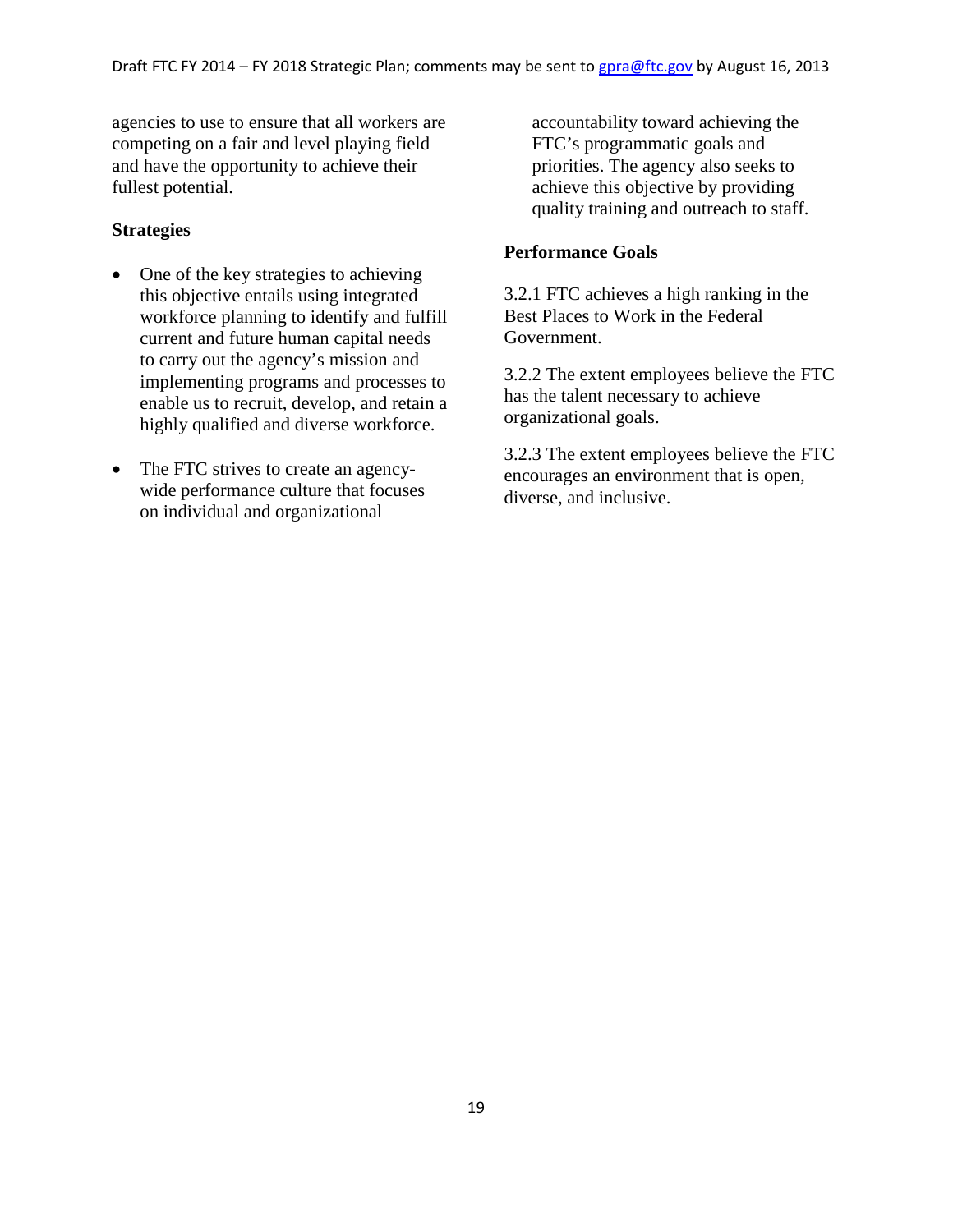agencies to use to ensure that all workers are competing on a fair and level playing field and have the opportunity to achieve their fullest potential.

**Strategies**

- One of the key strategies to achieving this objective entails using integrated workforce planning to identify and fulfill current and future human capital needs to carry out the agency's mission and implementing programs and processes to enable us to recruit, develop, and retain a highly qualified and diverse workforce.

- The FTC strives to create an agency-wide performance culture that focuses on individual and organizational accountability toward achieving the FTC's programmatic goals and priorities. The agency also seeks to achieve this objective by providing quality training and outreach to staff.

**Performance Goals**

3.2.1 FTC achieves a high ranking in the Best Places to Work in the Federal Government.

3.2.2 The extent employees believe the FTC has the talent necessary to achieve organizational goals.

3.2.3 The extent employees believe the FTC encourages an environment that is open, diverse, and inclusive.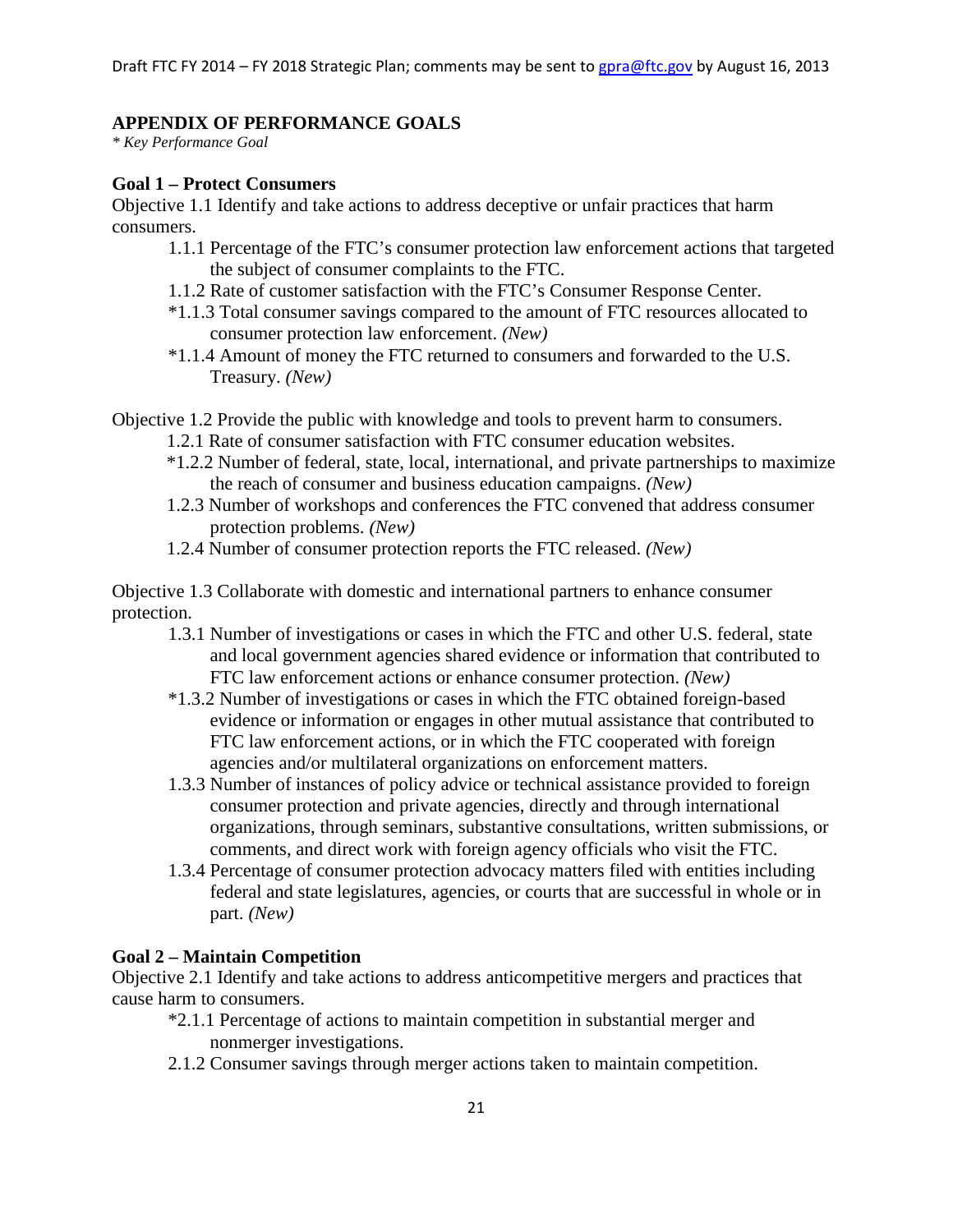## APPENDIX OF PERFORMANCE GOALS

*\* Key Performance Goal*

### Goal 1 – Protect Consumers

Objective 1.1 Identify and take actions to address deceptive or unfair practices that harm consumers.

- 1.1.1 Percentage of the FTC's consumer protection law enforcement actions that targeted the subject of consumer complaints to the FTC.
- 1.1.2 Rate of customer satisfaction with the FTC's Consumer Response Center.
- *1.1.3 Total consumer savings compared to the amount of FTC resources allocated to consumer protection law enforcement. *(New)*
- *1.1.4 Amount of money the FTC returned to consumers and forwarded to the U.S. Treasury. *(New)*

Objective 1.2 Provide the public with knowledge and tools to prevent harm to consumers.

- 1.2.1 Rate of consumer satisfaction with FTC consumer education websites.
- *1.2.2 Number of federal, state, local, international, and private partnerships to maximize the reach of consumer and business education campaigns. *(New)*
- 1.2.3 Number of workshops and conferences the FTC convened that address consumer protection problems. *(New)*
- 1.2.4 Number of consumer protection reports the FTC released. *(New)*

Objective 1.3 Collaborate with domestic and international partners to enhance consumer protection.

- 1.3.1 Number of investigations or cases in which the FTC and other U.S. federal, state and local government agencies shared evidence or information that contributed to FTC law enforcement actions or enhance consumer protection. *(New)*
- *1.3.2 Number of investigations or cases in which the FTC obtained foreign-based evidence or information or engages in other mutual assistance that contributed to FTC law enforcement actions, or in which the FTC cooperated with foreign agencies and/or multilateral organizations on enforcement matters.
- 1.3.3 Number of instances of policy advice or technical assistance provided to foreign consumer protection and private agencies, directly and through international organizations, through seminars, substantive consultations, written submissions, or comments, and direct work with foreign agency officials who visit the FTC.
- 1.3.4 Percentage of consumer protection advocacy matters filed with entities including federal and state legislatures, agencies, or courts that are successful in whole or in part. *(New)*

### Goal 2 – Maintain Competition

Objective 2.1 Identify and take actions to address anticompetitive mergers and practices that cause harm to consumers.

- *2.1.1 Percentage of actions to maintain competition in substantial merger and nonmerger investigations.
- 2.1.2 Consumer savings through merger actions taken to maintain competition.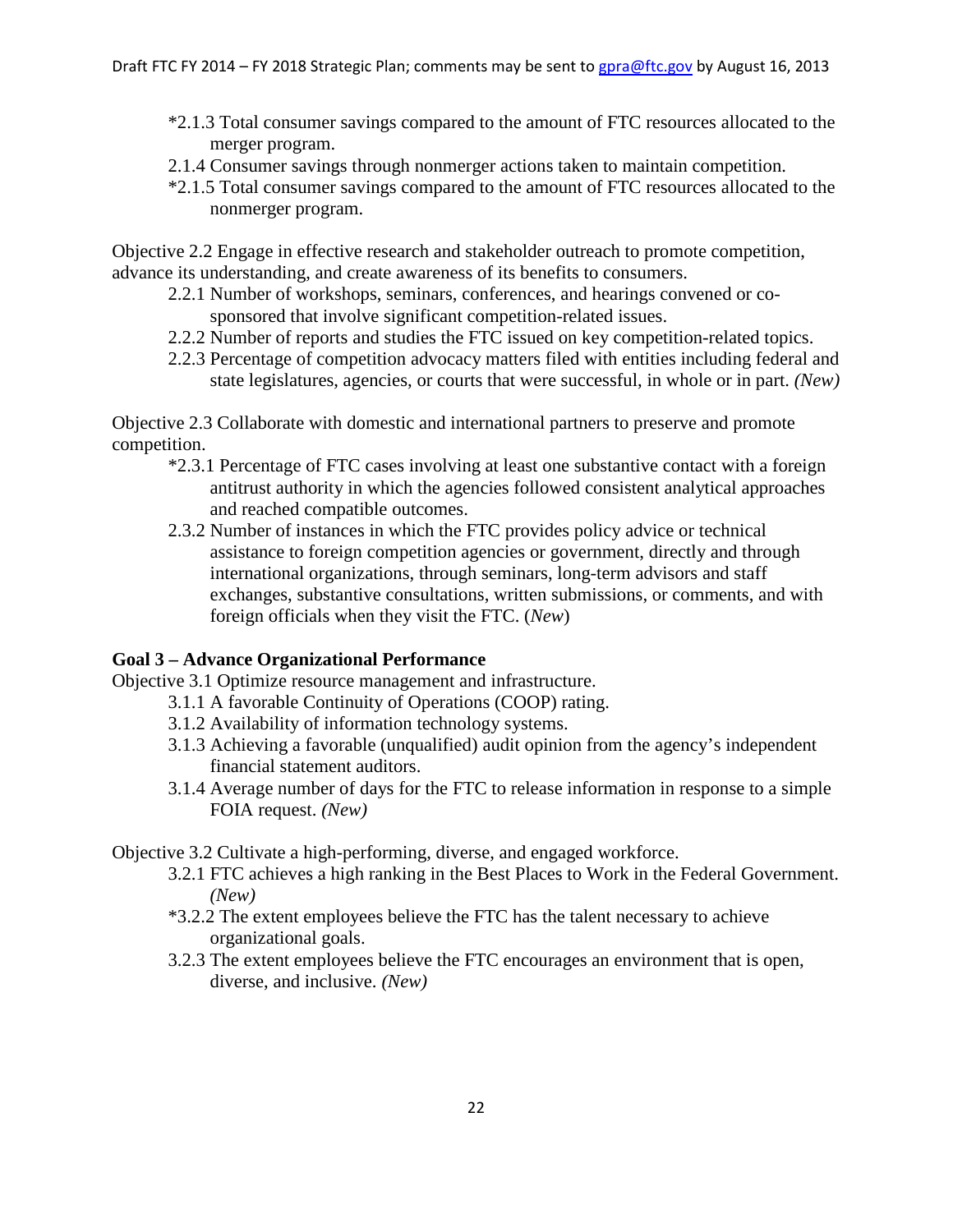*2.1.3 Total consumer savings compared to the amount of FTC resources allocated to the merger program.

2.1.4 Consumer savings through nonmerger actions taken to maintain competition.

*2.1.5 Total consumer savings compared to the amount of FTC resources allocated to the nonmerger program.

Objective 2.2 Engage in effective research and stakeholder outreach to promote competition, advance its understanding, and create awareness of its benefits to consumers.

2.2.1 Number of workshops, seminars, conferences, and hearings convened or co-sponsored that involve significant competition-related issues.

2.2.2 Number of reports and studies the FTC issued on key competition-related topics.

2.2.3 Percentage of competition advocacy matters filed with entities including federal and state legislatures, agencies, or courts that were successful, in whole or in part. *(New)*

Objective 2.3 Collaborate with domestic and international partners to preserve and promote competition.

*2.3.1 Percentage of FTC cases involving at least one substantive contact with a foreign antitrust authority in which the agencies followed consistent analytical approaches and reached compatible outcomes.

2.3.2 Number of instances in which the FTC provides policy advice or technical assistance to foreign competition agencies or government, directly and through international organizations, through seminars, long-term advisors and staff exchanges, substantive consultations, written submissions, or comments, and with foreign officials when they visit the FTC. (*New*)

**Goal 3 – Advance Organizational Performance**

Objective 3.1 Optimize resource management and infrastructure.

3.1.1 A favorable Continuity of Operations (COOP) rating.

3.1.2 Availability of information technology systems.

3.1.3 Achieving a favorable (unqualified) audit opinion from the agency's independent financial statement auditors.

3.1.4 Average number of days for the FTC to release information in response to a simple FOIA request. *(New)*

Objective 3.2 Cultivate a high-performing, diverse, and engaged workforce.

3.2.1 FTC achieves a high ranking in the Best Places to Work in the Federal Government. *(New)*

*3.2.2 The extent employees believe the FTC has the talent necessary to achieve organizational goals.

3.2.3 The extent employees believe the FTC encourages an environment that is open, diverse, and inclusive. *(New)*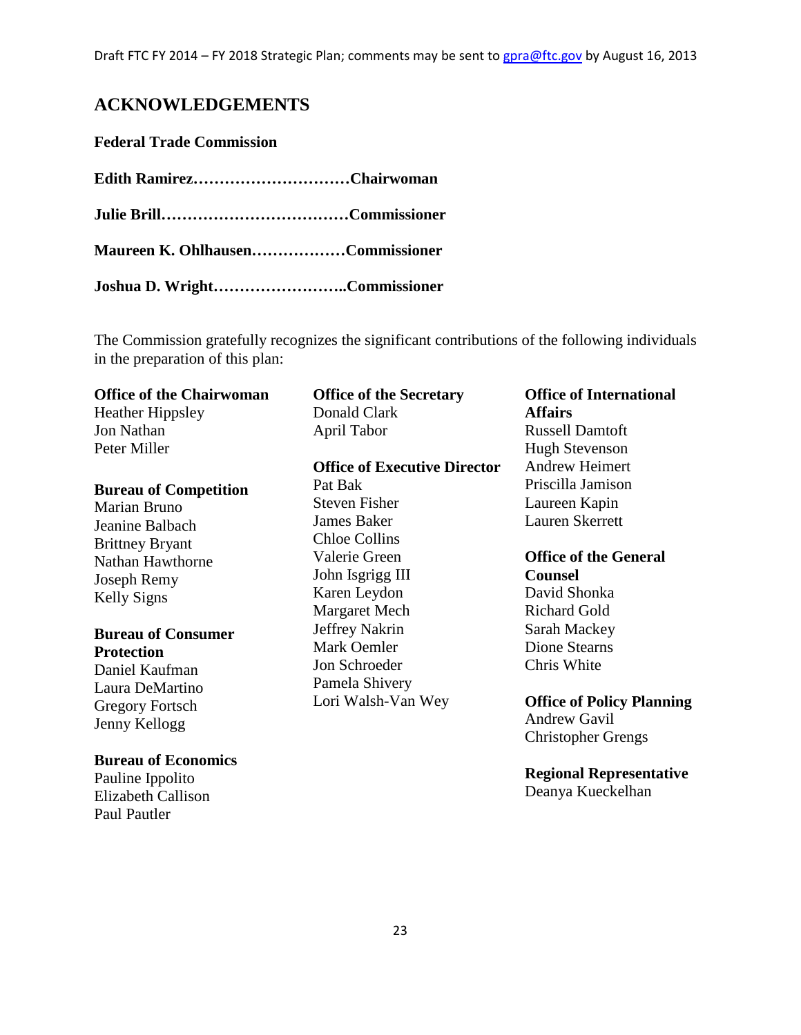## ACKNOWLEDGEMENTS

**Federal Trade Commission**

**Edith Ramirez…………………………Chairwoman**

**Julie Brill………………………………Commissioner**

**Maureen K. Ohlhausen………………Commissioner**

**Joshua D. Wright……………………..Commissioner**

The Commission gratefully recognizes the significant contributions of the following individuals in the preparation of this plan:

**Office of the Chairwoman**
Heather Hippsley
Jon Nathan
Peter Miller

**Bureau of Competition**
Marian Bruno
Jeanine Balbach
Brittney Bryant
Nathan Hawthorne
Joseph Remy
Kelly Signs

**Bureau of Consumer Protection**
Daniel Kaufman
Laura DeMartino
Gregory Fortsch
Jenny Kellogg

**Bureau of Economics**
Pauline Ippolito
Elizabeth Callison
Paul Pautler

**Office of the Secretary**
Donald Clark
April Tabor

**Office of Executive Director**
Pat Bak
Steven Fisher
James Baker
Chloe Collins
Valerie Green
John Isgrigg III
Karen Leydon
Margaret Mech
Jeffrey Nakrin
Mark Oemler
Jon Schroeder
Pamela Shivery
Lori Walsh-Van Wey

**Office of International Affairs**
Russell Damtoft
Hugh Stevenson
Andrew Heimert
Priscilla Jamison
Laureen Kapin
Lauren Skerrett

**Office of the General Counsel**
David Shonka
Richard Gold
Sarah Mackey
Dione Stearns
Chris White

**Office of Policy Planning**
Andrew Gavil
Christopher Grengs

**Regional Representative**
Deanya Kueckelhan